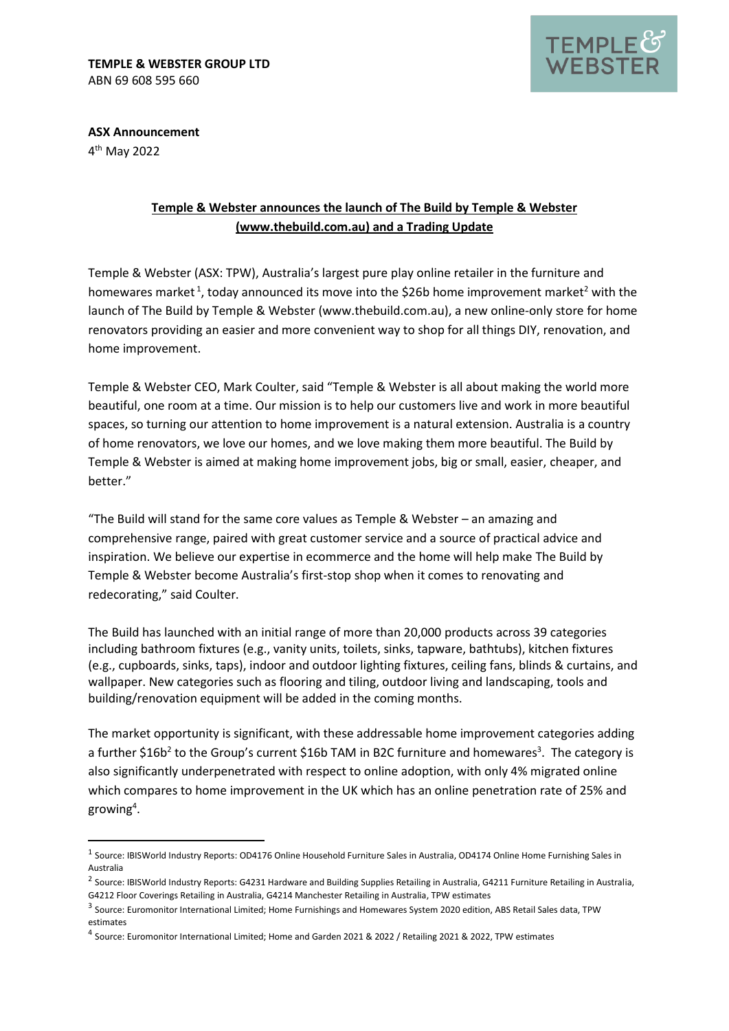**TEMPLE & WEBSTER GROUP LTD**
ABN 69 608 595 660

**ASX Announcement**
4th May 2022

## Temple & Webster announces the launch of The Build by Temple & Webster (www.thebuild.com.au) and a Trading Update

Temple & Webster (ASX: TPW), Australia's largest pure play online retailer in the furniture and homewares market[1], today announced its move into the $26b home improvement market[2] with the launch of The Build by Temple & Webster (www.thebuild.com.au), a new online-only store for home renovators providing an easier and more convenient way to shop for all things DIY, renovation, and home improvement.

Temple & Webster CEO, Mark Coulter, said "Temple & Webster is all about making the world more beautiful, one room at a time. Our mission is to help our customers live and work in more beautiful spaces, so turning our attention to home improvement is a natural extension. Australia is a country of home renovators, we love our homes, and we love making them more beautiful. The Build by Temple & Webster is aimed at making home improvement jobs, big or small, easier, cheaper, and better."

"The Build will stand for the same core values as Temple & Webster – an amazing and comprehensive range, paired with great customer service and a source of practical advice and inspiration. We believe our expertise in ecommerce and the home will help make The Build by Temple & Webster become Australia's first-stop shop when it comes to renovating and redecorating," said Coulter.

The Build has launched with an initial range of more than 20,000 products across 39 categories including bathroom fixtures (e.g., vanity units, toilets, sinks, tapware, bathtubs), kitchen fixtures (e.g., cupboards, sinks, taps), indoor and outdoor lighting fixtures, ceiling fans, blinds & curtains, and wallpaper. New categories such as flooring and tiling, outdoor living and landscaping, tools and building/renovation equipment will be added in the coming months.

The market opportunity is significant, with these addressable home improvement categories adding a further $16b[2] to the Group's current $16b TAM in B2C furniture and homewares[3]. The category is also significantly underpenetrated with respect to online adoption, with only 4% migrated online which compares to home improvement in the UK which has an online penetration rate of 25% and growing[4].

---

[1] Source: IBISWorld Industry Reports: OD4176 Online Household Furniture Sales in Australia, OD4174 Online Home Furnishing Sales in Australia

[2] Source: IBISWorld Industry Reports: G4231 Hardware and Building Supplies Retailing in Australia, G4211 Furniture Retailing in Australia, G4212 Floor Coverings Retailing in Australia, G4214 Manchester Retailing in Australia, TPW estimates

[3] Source: Euromonitor International Limited; Home Furnishings and Homewares System 2020 edition, ABS Retail Sales data, TPW estimates

[4] Source: Euromonitor International Limited; Home and Garden 2021 & 2022 / Retailing 2021 & 2022, TPW estimates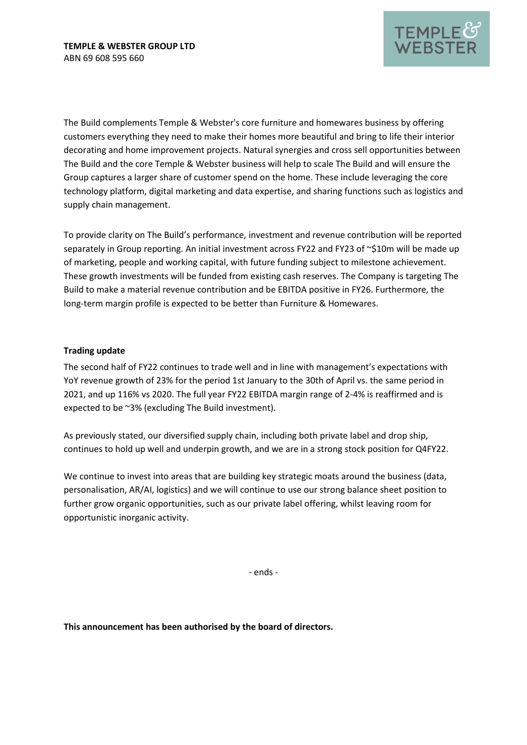The Build complements Temple & Webster's core furniture and homewares business by offering customers everything they need to make their homes more beautiful and bring to life their interior decorating and home improvement projects. Natural synergies and cross sell opportunities between The Build and the core Temple & Webster business will help to scale The Build and will ensure the Group captures a larger share of customer spend on the home. These include leveraging the core technology platform, digital marketing and data expertise, and sharing functions such as logistics and supply chain management.

To provide clarity on The Build's performance, investment and revenue contribution will be reported separately in Group reporting. An initial investment across FY22 and FY23 of ~$10m will be made up of marketing, people and working capital, with future funding subject to milestone achievement. These growth investments will be funded from existing cash reserves. The Company is targeting The Build to make a material revenue contribution and be EBITDA positive in FY26. Furthermore, the long-term margin profile is expected to be better than Furniture & Homewares.

**Trading update**

The second half of FY22 continues to trade well and in line with management's expectations with YoY revenue growth of 23% for the period 1st January to the 30th of April vs. the same period in 2021, and up 116% vs 2020. The full year FY22 EBITDA margin range of 2-4% is reaffirmed and is expected to be ~3% (excluding The Build investment).

As previously stated, our diversified supply chain, including both private label and drop ship, continues to hold up well and underpin growth, and we are in a strong stock position for Q4FY22.

We continue to invest into areas that are building key strategic moats around the business (data, personalisation, AR/AI, logistics) and we will continue to use our strong balance sheet position to further grow organic opportunities, such as our private label offering, whilst leaving room for opportunistic inorganic activity.

- ends -

**This announcement has been authorised by the board of directors.**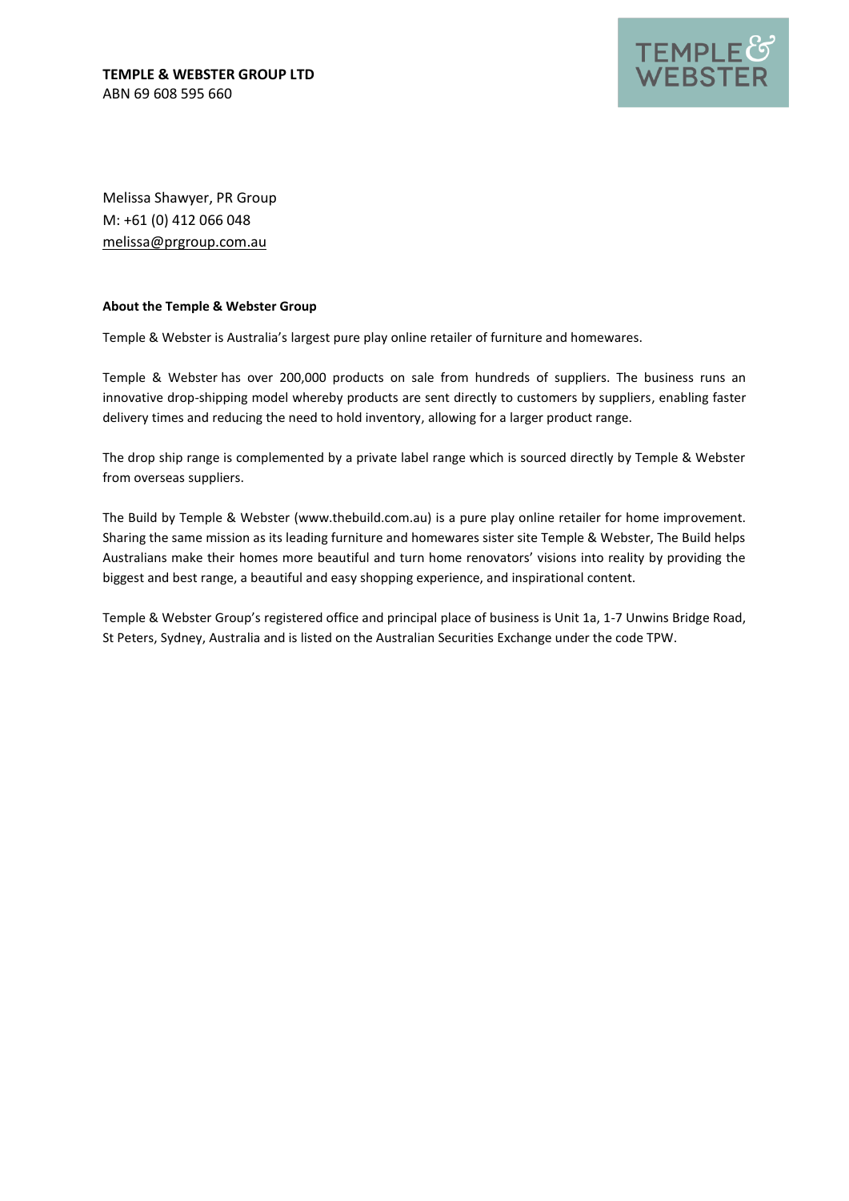**TEMPLE & WEBSTER GROUP LTD**
ABN 69 608 595 660

Melissa Shawyer, PR Group
M: +61 (0) 412 066 048
melissa@prgroup.com.au

**About the Temple & Webster Group**

Temple & Webster is Australia's largest pure play online retailer of furniture and homewares.

Temple & Webster has over 200,000 products on sale from hundreds of suppliers. The business runs an innovative drop-shipping model whereby products are sent directly to customers by suppliers, enabling faster delivery times and reducing the need to hold inventory, allowing for a larger product range.

The drop ship range is complemented by a private label range which is sourced directly by Temple & Webster from overseas suppliers.

The Build by Temple & Webster (www.thebuild.com.au) is a pure play online retailer for home improvement. Sharing the same mission as its leading furniture and homewares sister site Temple & Webster, The Build helps Australians make their homes more beautiful and turn home renovators' visions into reality by providing the biggest and best range, a beautiful and easy shopping experience, and inspirational content.

Temple & Webster Group's registered office and principal place of business is Unit 1a, 1-7 Unwins Bridge Road, St Peters, Sydney, Australia and is listed on the Australian Securities Exchange under the code TPW.